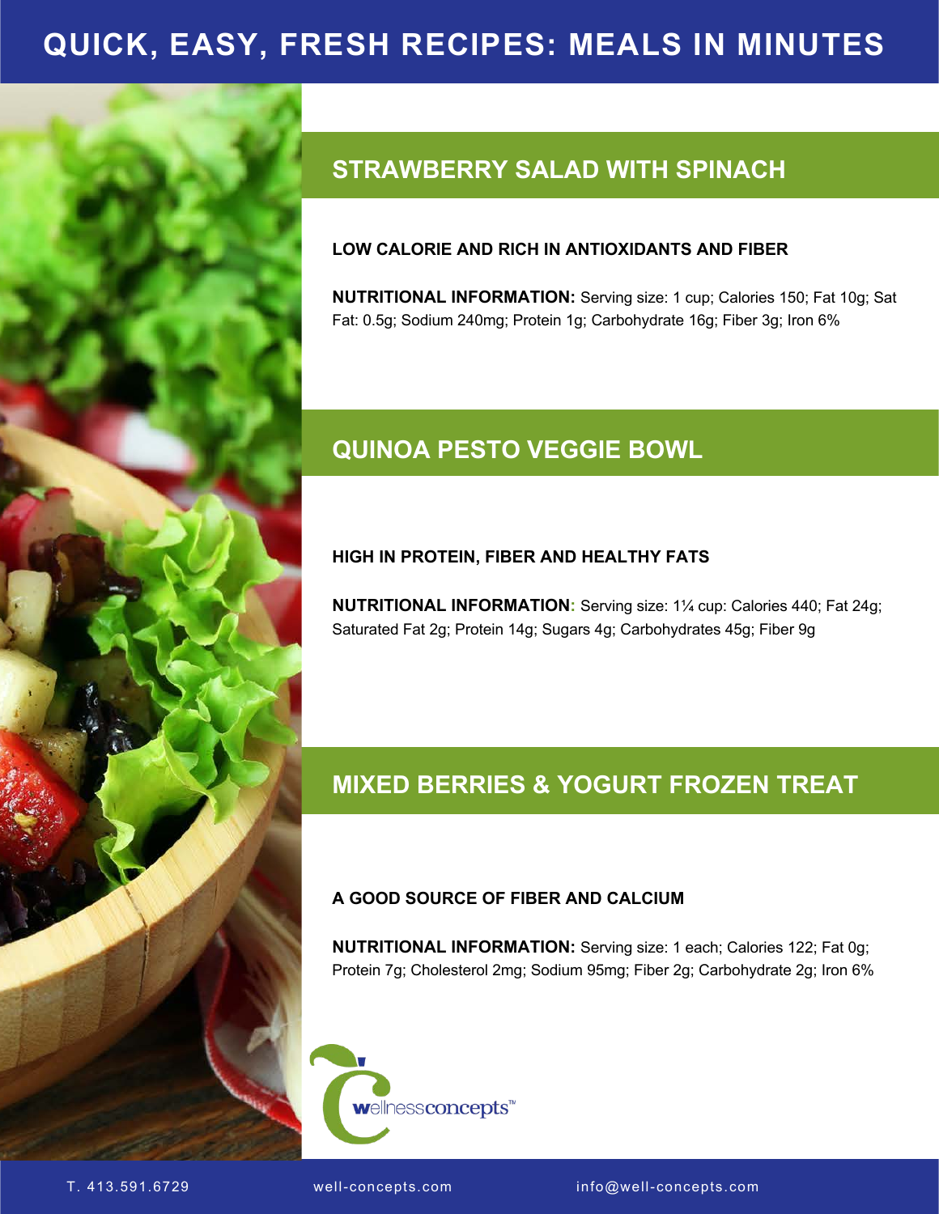# QUICK, EASY, FRESH RECIPES: MEALS IN MINUTES

## STRAWBERRY SALAD WITH SPINACH

**LOW CALORIE AND RICH IN ANTIOXIDANTS AND FIBER**

**NUTRITIONAL INFORMATION:** Serving size: 1 cup; Calories 150; Fat 10g; Sat Fat: 0.5g; Sodium 240mg; Protein 1g; Carbohydrate 16g; Fiber 3g; Iron 6%

## QUINOA PESTO VEGGIE BOWL

**HIGH IN PROTEIN, FIBER AND HEALTHY FATS**

**NUTRITIONAL INFORMATION:** Serving size: 1¼ cup: Calories 440; Fat 24g; Saturated Fat 2g; Protein 14g; Sugars 4g; Carbohydrates 45g; Fiber 9g

## MIXED BERRIES & YOGURT FROZEN TREAT

**A GOOD SOURCE OF FIBER AND CALCIUM**

**NUTRITIONAL INFORMATION:** Serving size: 1 each; Calories 122; Fat 0g; Protein 7g; Cholesterol 2mg; Sodium 95mg; Fiber 2g; Carbohydrate 2g; Iron 6%

wellnessconcepts™

T. 413.591.6729 well-concepts.com info@well-concepts.com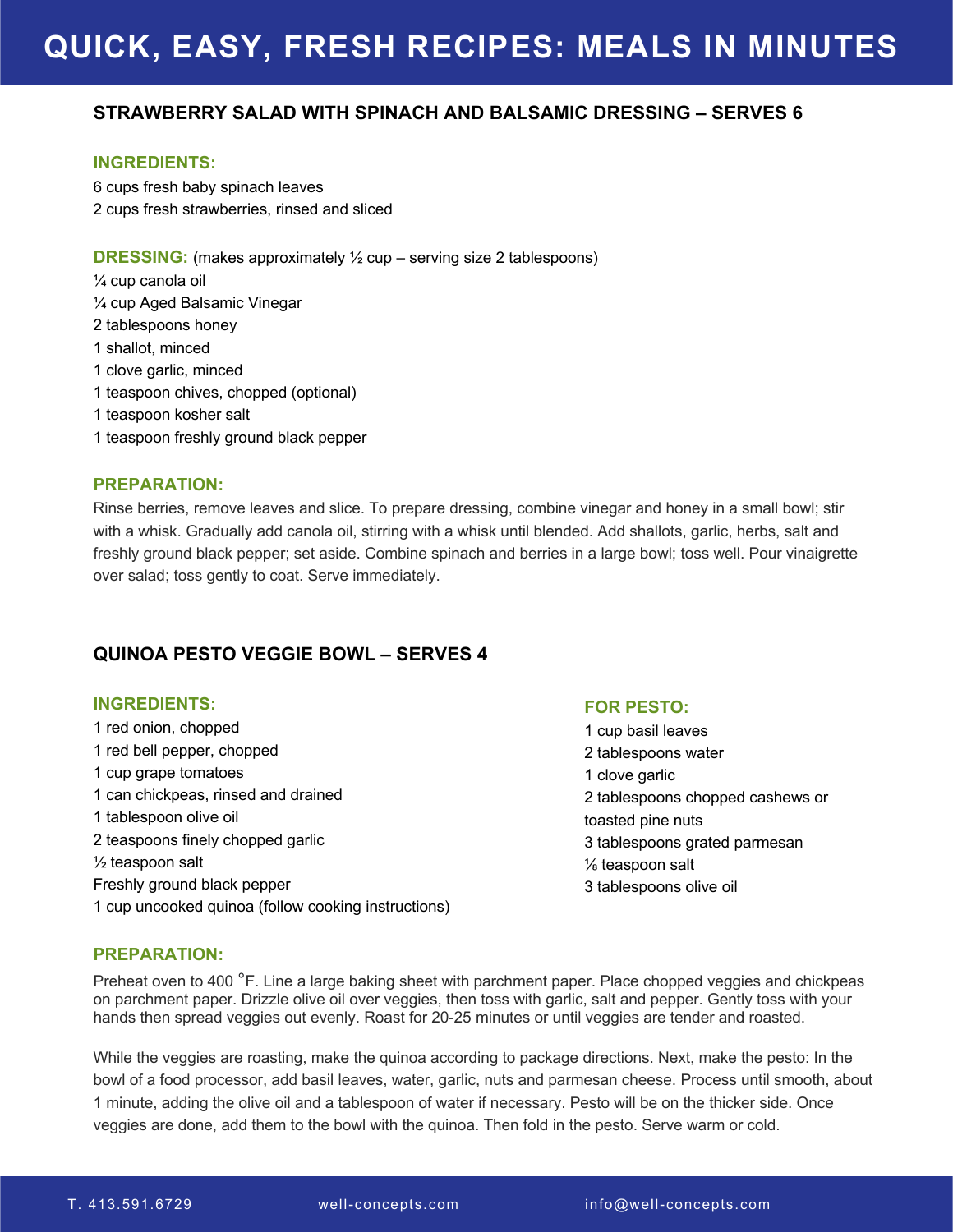# QUICK, EASY, FRESH RECIPES: MEALS IN MINUTES

## STRAWBERRY SALAD WITH SPINACH AND BALSAMIC DRESSING – SERVES 6

### INGREDIENTS:

6 cups fresh baby spinach leaves
2 cups fresh strawberries, rinsed and sliced

### DRESSING: (makes approximately ½ cup – serving size 2 tablespoons)

¼ cup canola oil
¼ cup Aged Balsamic Vinegar
2 tablespoons honey
1 shallot, minced
1 clove garlic, minced
1 teaspoon chives, chopped (optional)
1 teaspoon kosher salt
1 teaspoon freshly ground black pepper

### PREPARATION:

Rinse berries, remove leaves and slice. To prepare dressing, combine vinegar and honey in a small bowl; stir with a whisk. Gradually add canola oil, stirring with a whisk until blended. Add shallots, garlic, herbs, salt and freshly ground black pepper; set aside. Combine spinach and berries in a large bowl; toss well. Pour vinaigrette over salad; toss gently to coat. Serve immediately.

## QUINOA PESTO VEGGIE BOWL – SERVES 4

### INGREDIENTS:

1 red onion, chopped
1 red bell pepper, chopped
1 cup grape tomatoes
1 can chickpeas, rinsed and drained
1 tablespoon olive oil
2 teaspoons finely chopped garlic
½ teaspoon salt
Freshly ground black pepper
1 cup uncooked quinoa (follow cooking instructions)

### FOR PESTO:

1 cup basil leaves
2 tablespoons water
1 clove garlic
2 tablespoons chopped cashews or toasted pine nuts
3 tablespoons grated parmesan
⅛ teaspoon salt
3 tablespoons olive oil

### PREPARATION:

Preheat oven to 400 °F. Line a large baking sheet with parchment paper. Place chopped veggies and chickpeas on parchment paper. Drizzle olive oil over veggies, then toss with garlic, salt and pepper. Gently toss with your hands then spread veggies out evenly. Roast for 20-25 minutes or until veggies are tender and roasted.

While the veggies are roasting, make the quinoa according to package directions. Next, make the pesto: In the bowl of a food processor, add basil leaves, water, garlic, nuts and parmesan cheese. Process until smooth, about 1 minute, adding the olive oil and a tablespoon of water if necessary. Pesto will be on the thicker side. Once veggies are done, add them to the bowl with the quinoa. Then fold in the pesto. Serve warm or cold.

T. 413.591.6729 well-concepts.com info@well-concepts.com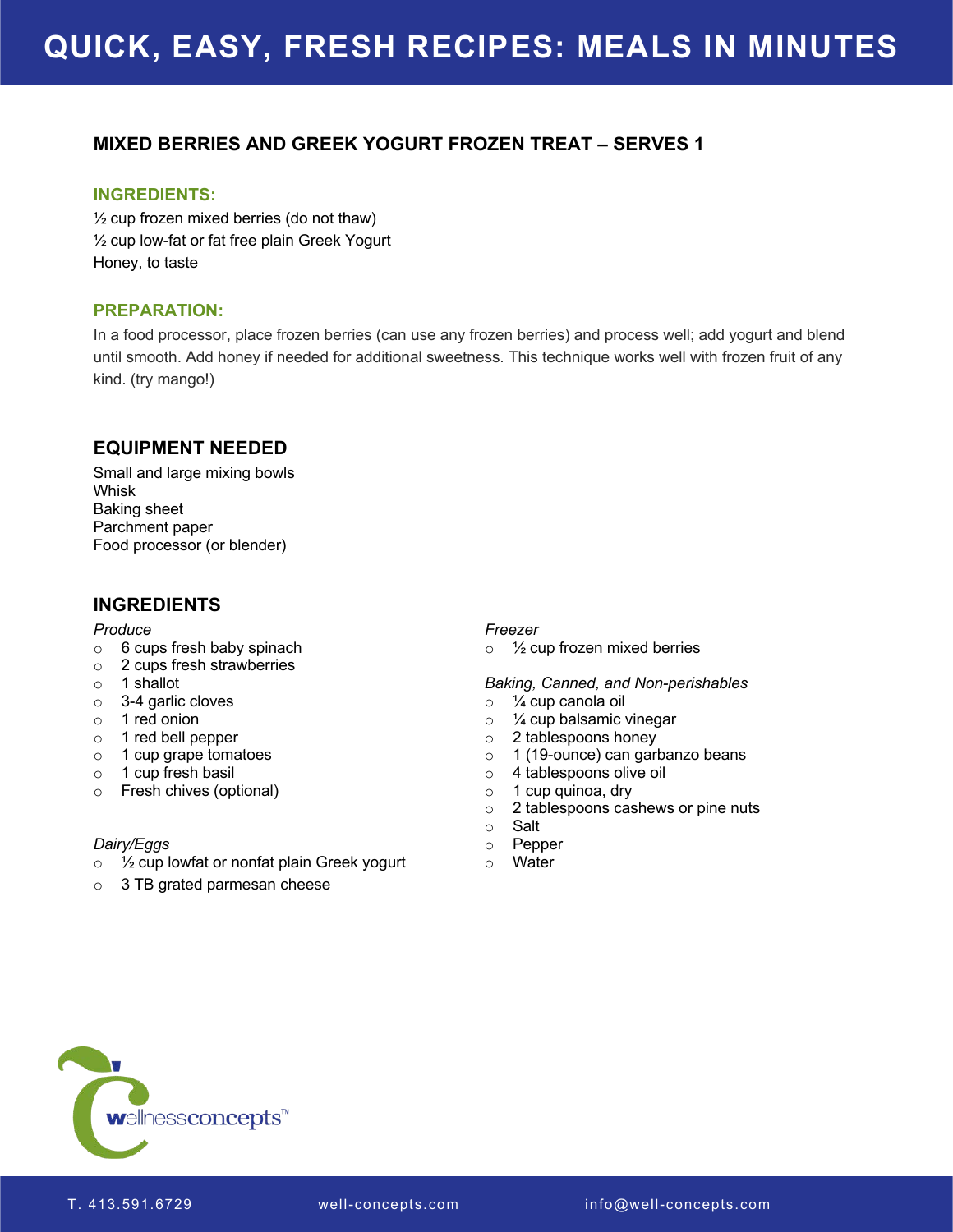## MIXED BERRIES AND GREEK YOGURT FROZEN TREAT – SERVES 1

### INGREDIENTS:

½ cup frozen mixed berries (do not thaw)
½ cup low-fat or fat free plain Greek Yogurt
Honey, to taste

### PREPARATION:

In a food processor, place frozen berries (can use any frozen berries) and process well; add yogurt and blend until smooth. Add honey if needed for additional sweetness. This technique works well with frozen fruit of any kind. (try mango!)

## EQUIPMENT NEEDED

Small and large mixing bowls
Whisk
Baking sheet
Parchment paper
Food processor (or blender)

## INGREDIENTS

*Produce*

- 6 cups fresh baby spinach
- 2 cups fresh strawberries
- 1 shallot
- 3-4 garlic cloves
- 1 red onion
- 1 red bell pepper
- 1 cup grape tomatoes
- 1 cup fresh basil
- Fresh chives (optional)

*Dairy/Eggs*

- ½ cup lowfat or nonfat plain Greek yogurt
- 3 TB grated parmesan cheese

*Freezer*

- ½ cup frozen mixed berries

*Baking, Canned, and Non-perishables*

- ¼ cup canola oil
- ¼ cup balsamic vinegar
- 2 tablespoons honey
- 1 (19-ounce) can garbanzo beans
- 4 tablespoons olive oil
- 1 cup quinoa, dry
- 2 tablespoons cashews or pine nuts
- Salt
- Pepper
- Water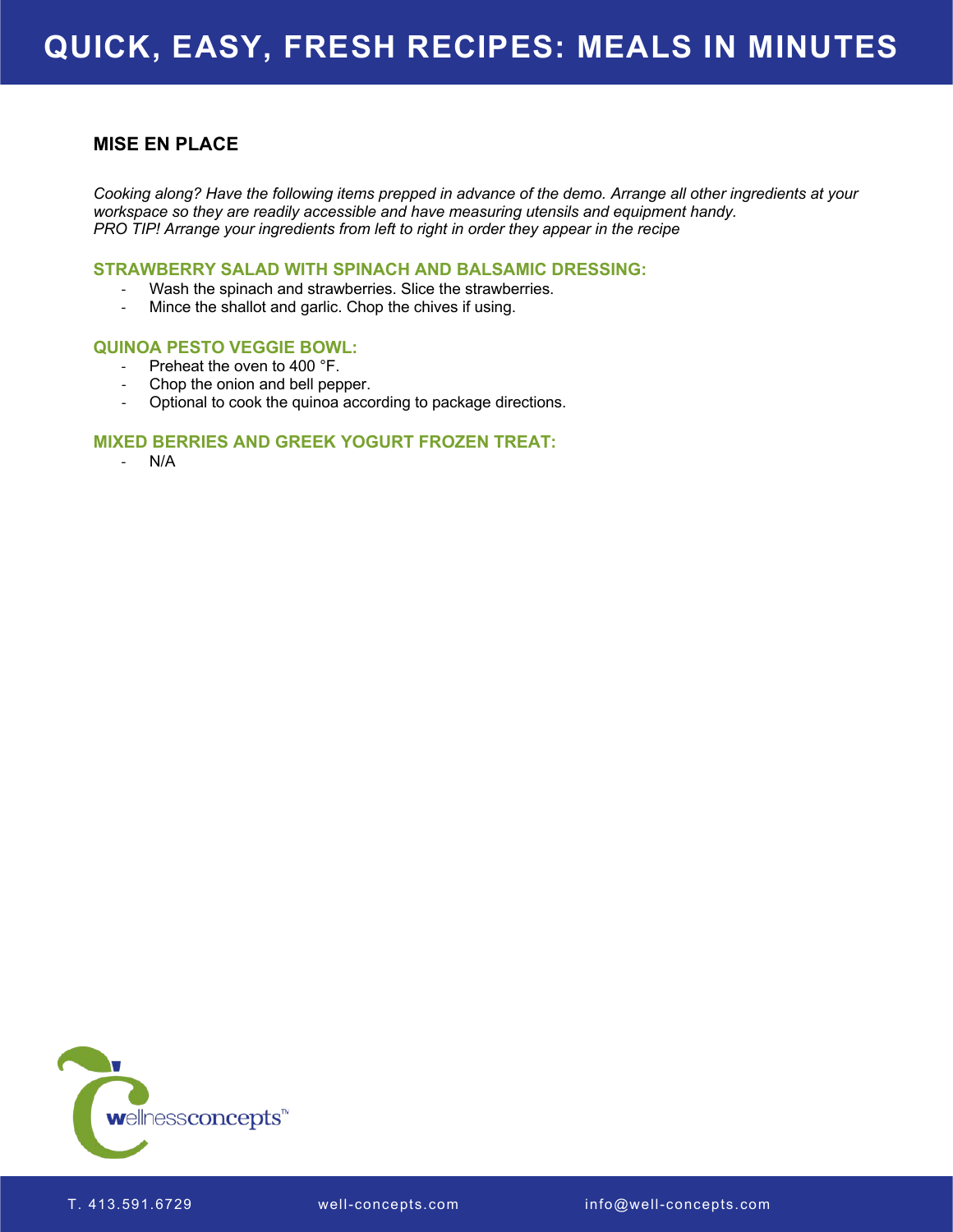# QUICK, EASY, FRESH RECIPES: MEALS IN MINUTES

## MISE EN PLACE

*Cooking along? Have the following items prepped in advance of the demo. Arrange all other ingredients at your workspace so they are readily accessible and have measuring utensils and equipment handy.*
*PRO TIP! Arrange your ingredients from left to right in order they appear in the recipe*

### STRAWBERRY SALAD WITH SPINACH AND BALSAMIC DRESSING:

- Wash the spinach and strawberries. Slice the strawberries.
- Mince the shallot and garlic. Chop the chives if using.

### QUINOA PESTO VEGGIE BOWL:

- Preheat the oven to 400 °F.
- Chop the onion and bell pepper.
- Optional to cook the quinoa according to package directions.

### MIXED BERRIES AND GREEK YOGURT FROZEN TREAT:

- N/A

wellnessconcepts™

T. 413.591.6729 well-concepts.com info@well-concepts.com